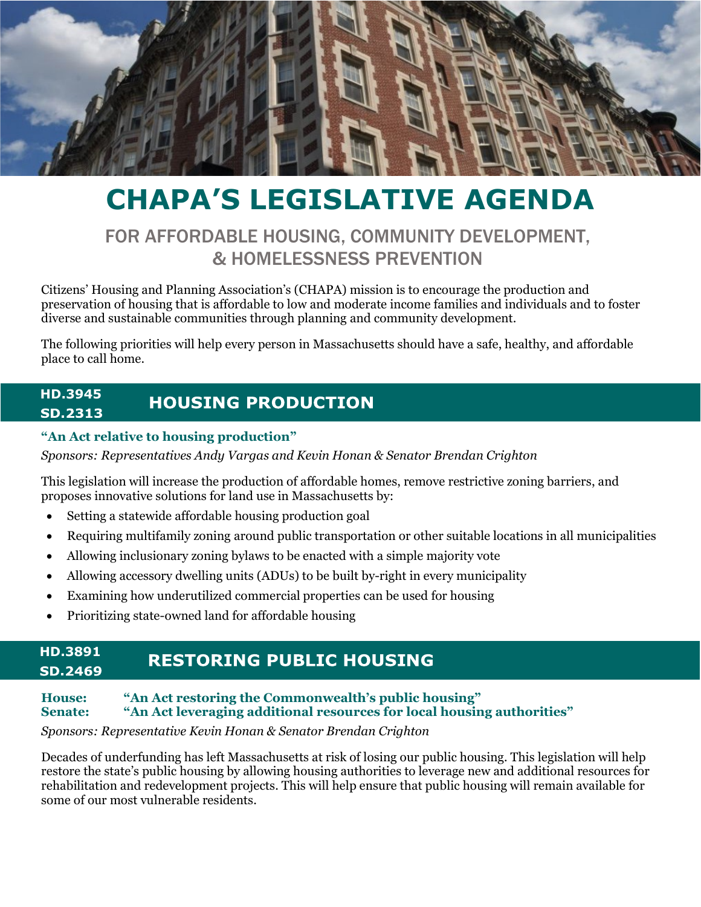# CHAPA'S LEGISLATIVE AGENDA

## FOR AFFORDABLE HOUSING, COMMUNITY DEVELOPMENT, & HOMELESSNESS PREVENTION

Citizens' Housing and Planning Association's (CHAPA) mission is to encourage the production and preservation of housing that is affordable to low and moderate income families and individuals and to foster diverse and sustainable communities through planning and community development.

The following priorities will help every person in Massachusetts should have a safe, healthy, and affordable place to call home.

## HD.3945 SD.2313 HOUSING PRODUCTION

**"An Act relative to housing production"**

*Sponsors: Representatives Andy Vargas and Kevin Honan & Senator Brendan Crighton*

This legislation will increase the production of affordable homes, remove restrictive zoning barriers, and proposes innovative solutions for land use in Massachusetts by:

- Setting a statewide affordable housing production goal
- Requiring multifamily zoning around public transportation or other suitable locations in all municipalities
- Allowing inclusionary zoning bylaws to be enacted with a simple majority vote
- Allowing accessory dwelling units (ADUs) to be built by-right in every municipality
- Examining how underutilized commercial properties can be used for housing
- Prioritizing state-owned land for affordable housing

## HD.3891 SD.2469 RESTORING PUBLIC HOUSING

**House: "An Act restoring the Commonwealth's public housing"**
**Senate: "An Act leveraging additional resources for local housing authorities"**

*Sponsors: Representative Kevin Honan & Senator Brendan Crighton*

Decades of underfunding has left Massachusetts at risk of losing our public housing. This legislation will help restore the state's public housing by allowing housing authorities to leverage new and additional resources for rehabilitation and redevelopment projects. This will help ensure that public housing will remain available for some of our most vulnerable residents.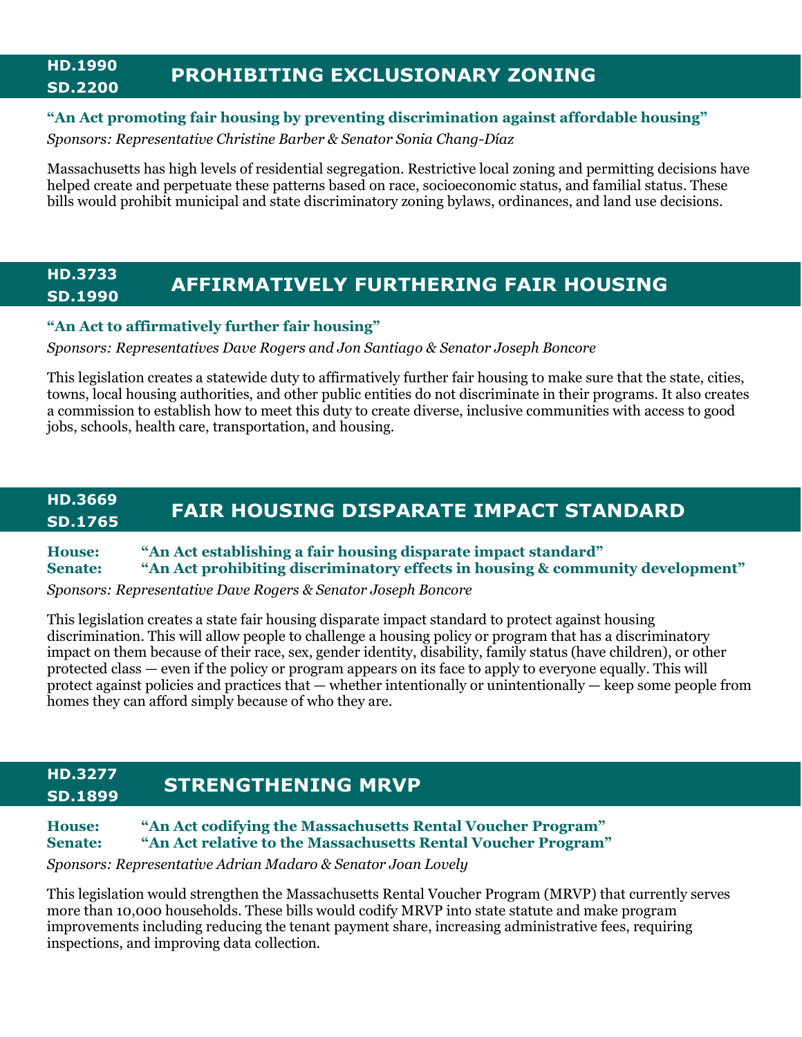## HD.1990 SD.2200 — PROHIBITING EXCLUSIONARY ZONING

**"An Act promoting fair housing by preventing discrimination against affordable housing"**

*Sponsors: Representative Christine Barber & Senator Sonia Chang-Díaz*

Massachusetts has high levels of residential segregation. Restrictive local zoning and permitting decisions have helped create and perpetuate these patterns based on race, socioeconomic status, and familial status. These bills would prohibit municipal and state discriminatory zoning bylaws, ordinances, and land use decisions.

## HD.3733 SD.1990 — AFFIRMATIVELY FURTHERING FAIR HOUSING

**"An Act to affirmatively further fair housing"**

*Sponsors: Representatives Dave Rogers and Jon Santiago & Senator Joseph Boncore*

This legislation creates a statewide duty to affirmatively further fair housing to make sure that the state, cities, towns, local housing authorities, and other public entities do not discriminate in their programs. It also creates a commission to establish how to meet this duty to create diverse, inclusive communities with access to good jobs, schools, health care, transportation, and housing.

## HD.3669 SD.1765 — FAIR HOUSING DISPARATE IMPACT STANDARD

**House: "An Act establishing a fair housing disparate impact standard"**
**Senate: "An Act prohibiting discriminatory effects in housing & community development"**

*Sponsors: Representative Dave Rogers & Senator Joseph Boncore*

This legislation creates a state fair housing disparate impact standard to protect against housing discrimination. This will allow people to challenge a housing policy or program that has a discriminatory impact on them because of their race, sex, gender identity, disability, family status (have children), or other protected class — even if the policy or program appears on its face to apply to everyone equally. This will protect against policies and practices that — whether intentionally or unintentionally — keep some people from homes they can afford simply because of who they are.

## HD.3277 SD.1899 — STRENGTHENING MRVP

**House: "An Act codifying the Massachusetts Rental Voucher Program"**
**Senate: "An Act relative to the Massachusetts Rental Voucher Program"**

*Sponsors: Representative Adrian Madaro & Senator Joan Lovely*

This legislation would strengthen the Massachusetts Rental Voucher Program (MRVP) that currently serves more than 10,000 households. These bills would codify MRVP into state statute and make program improvements including reducing the tenant payment share, increasing administrative fees, requiring inspections, and improving data collection.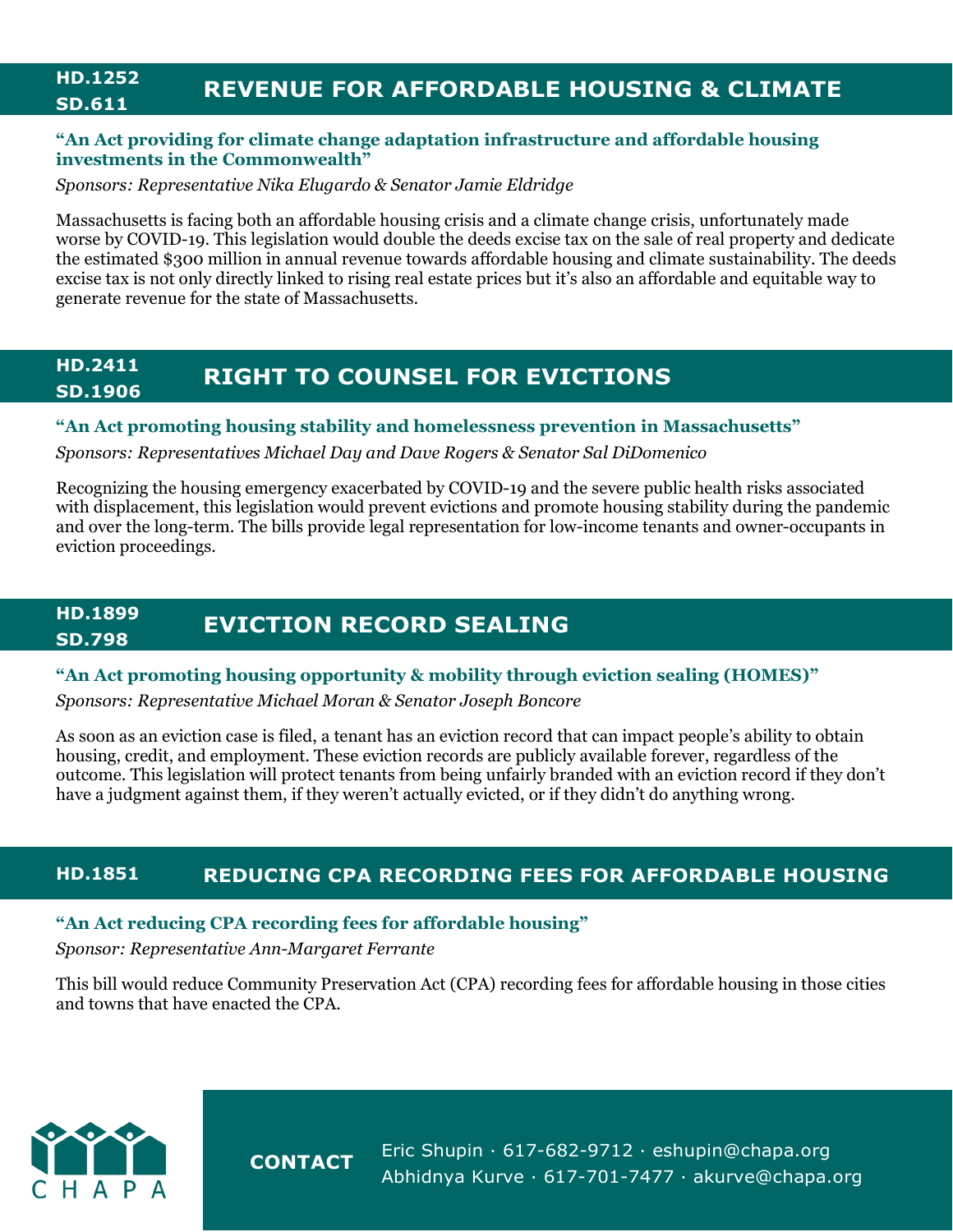## HD.1252 SD.611 — REVENUE FOR AFFORDABLE HOUSING & CLIMATE

**"An Act providing for climate change adaptation infrastructure and affordable housing investments in the Commonwealth"**

*Sponsors: Representative Nika Elugardo & Senator Jamie Eldridge*

Massachusetts is facing both an affordable housing crisis and a climate change crisis, unfortunately made worse by COVID-19. This legislation would double the deeds excise tax on the sale of real property and dedicate the estimated $300 million in annual revenue towards affordable housing and climate sustainability. The deeds excise tax is not only directly linked to rising real estate prices but it's also an affordable and equitable way to generate revenue for the state of Massachusetts.

## HD.2411 SD.1906 — RIGHT TO COUNSEL FOR EVICTIONS

**"An Act promoting housing stability and homelessness prevention in Massachusetts"**

*Sponsors: Representatives Michael Day and Dave Rogers & Senator Sal DiDomenico*

Recognizing the housing emergency exacerbated by COVID-19 and the severe public health risks associated with displacement, this legislation would prevent evictions and promote housing stability during the pandemic and over the long-term. The bills provide legal representation for low-income tenants and owner-occupants in eviction proceedings.

## HD.1899 SD.798 — EVICTION RECORD SEALING

**"An Act promoting housing opportunity & mobility through eviction sealing (HOMES)"**

*Sponsors: Representative Michael Moran & Senator Joseph Boncore*

As soon as an eviction case is filed, a tenant has an eviction record that can impact people's ability to obtain housing, credit, and employment. These eviction records are publicly available forever, regardless of the outcome. This legislation will protect tenants from being unfairly branded with an eviction record if they don't have a judgment against them, if they weren't actually evicted, or if they didn't do anything wrong.

## HD.1851 — REDUCING CPA RECORDING FEES FOR AFFORDABLE HOUSING

**"An Act reducing CPA recording fees for affordable housing"**

*Sponsor: Representative Ann-Margaret Ferrante*

This bill would reduce Community Preservation Act (CPA) recording fees for affordable housing in those cities and towns that have enacted the CPA.

CHAPA

**CONTACT**

Eric Shupin · 617-682-9712 · eshupin@chapa.org
Abhidnya Kurve · 617-701-7477 · akurve@chapa.org